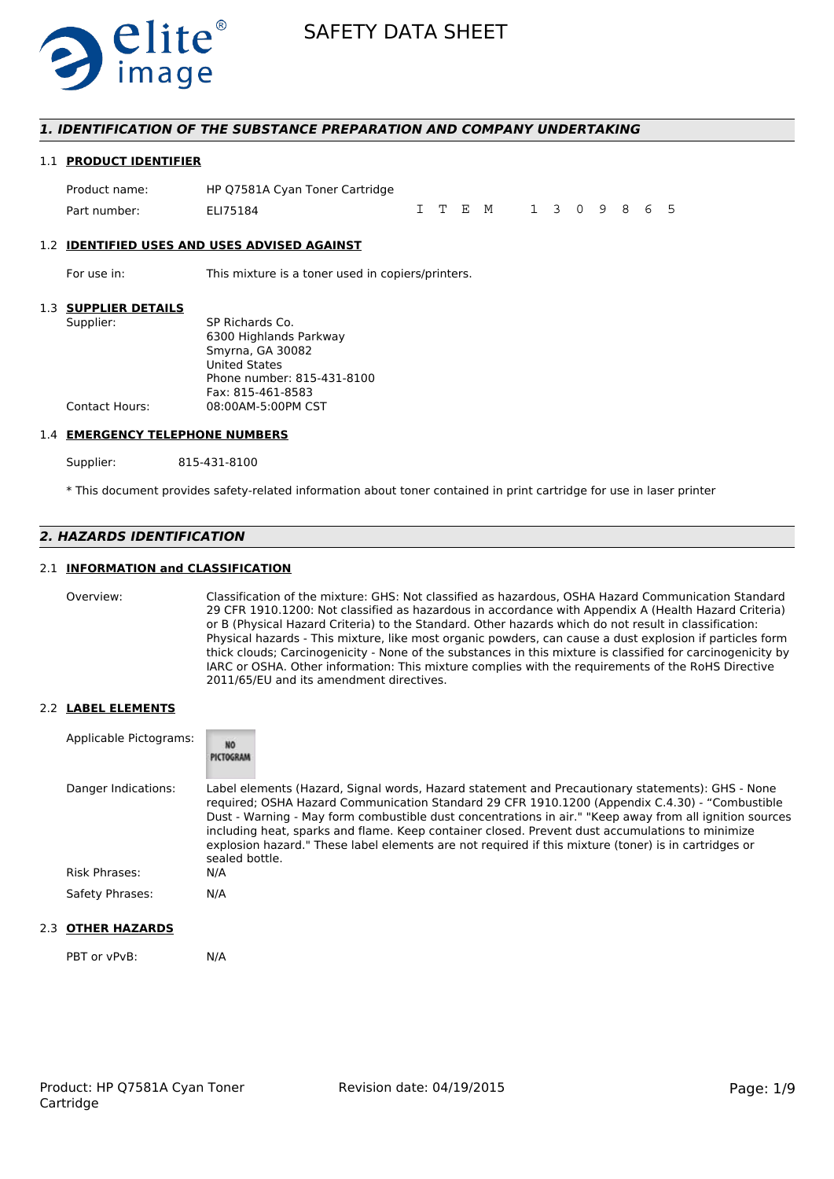# SAFETY DATA SHEET

## 1. IDENTIFICATION OF THE SUBSTANCE PREPARATION AND COMPANY UNDERTAKING

### 1.1 PRODUCT IDENTIFIER

| | |
|---|---|
| Product name: | HP Q7581A Cyan Toner Cartridge |
| Part number: | ELI75184 |

I T E M 1 3 0 9 8 6 5

### 1.2 IDENTIFIED USES AND USES ADVISED AGAINST

For use in: This mixture is a toner used in copiers/printers.

### 1.3 SUPPLIER DETAILS

Supplier:
SP Richards Co.
6300 Highlands Parkway
Smyrna, GA 30082
United States
Phone number: 815-431-8100
Fax: 815-461-8583

Contact Hours: 08:00AM-5:00PM CST

### 1.4 EMERGENCY TELEPHONE NUMBERS

Supplier: 815-431-8100

* This document provides safety-related information about toner contained in print cartridge for use in laser printer

## 2. HAZARDS IDENTIFICATION

### 2.1 INFORMATION and CLASSIFICATION

Overview: Classification of the mixture: GHS: Not classified as hazardous, OSHA Hazard Communication Standard 29 CFR 1910.1200: Not classified as hazardous in accordance with Appendix A (Health Hazard Criteria) or B (Physical Hazard Criteria) to the Standard. Other hazards which do not result in classification: Physical hazards - This mixture, like most organic powders, can cause a dust explosion if particles form thick clouds; Carcinogenicity - None of the substances in this mixture is classified for carcinogenicity by IARC or OSHA. Other information: This mixture complies with the requirements of the RoHS Directive 2011/65/EU and its amendment directives.

### 2.2 LABEL ELEMENTS

Applicable Pictograms: NO PICTOGRAM

Danger Indications: Label elements (Hazard, Signal words, Hazard statement and Precautionary statements): GHS - None required; OSHA Hazard Communication Standard 29 CFR 1910.1200 (Appendix C.4.30) - "Combustible Dust - Warning - May form combustible dust concentrations in air." "Keep away from all ignition sources including heat, sparks and flame. Keep container closed. Prevent dust accumulations to minimize explosion hazard." These label elements are not required if this mixture (toner) is in cartridges or sealed bottle.

Risk Phrases: N/A

Safety Phrases: N/A

### 2.3 OTHER HAZARDS

PBT or vPvB: N/A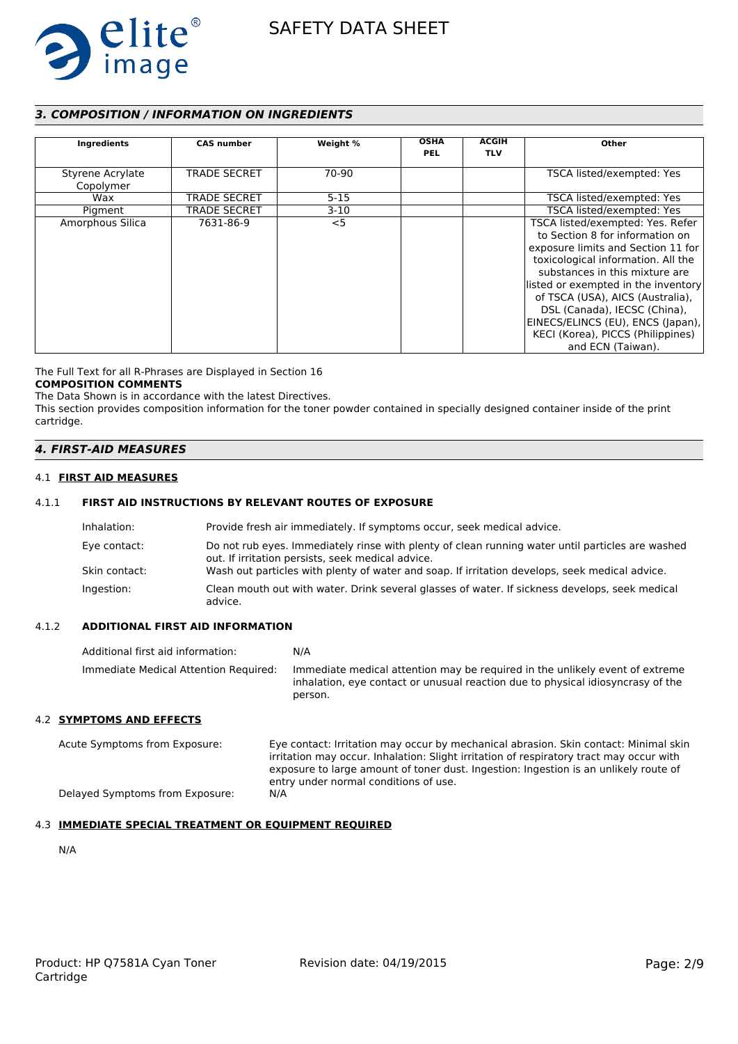## *3. COMPOSITION / INFORMATION ON INGREDIENTS*

| Ingredients | CAS number | Weight % | OSHA PEL | ACGIH TLV | Other |
|---|---|---|---|---|---|
| Styrene Acrylate Copolymer | TRADE SECRET | 70-90 | | | TSCA listed/exempted: Yes |
| Wax | TRADE SECRET | 5-15 | | | TSCA listed/exempted: Yes |
| Pigment | TRADE SECRET | 3-10 | | | TSCA listed/exempted: Yes |
| Amorphous Silica | 7631-86-9 | <5 | | | TSCA listed/exempted: Yes. Refer to Section 8 for information on exposure limits and Section 11 for toxicological information. All the substances in this mixture are listed or exempted in the inventory of TSCA (USA), AICS (Australia), DSL (Canada), IECSC (China), EINECS/ELINCS (EU), ENCS (Japan), KECI (Korea), PICCS (Philippines) and ECN (Taiwan). |

The Full Text for all R-Phrases are Displayed in Section 16

**COMPOSITION COMMENTS**

The Data Shown is in accordance with the latest Directives.

This section provides composition information for the toner powder contained in specially designed container inside of the print cartridge.

## *4. FIRST-AID MEASURES*

### 4.1 FIRST AID MEASURES

#### 4.1.1 FIRST AID INSTRUCTIONS BY RELEVANT ROUTES OF EXPOSURE

Inhalation: Provide fresh air immediately. If symptoms occur, seek medical advice.

Eye contact: Do not rub eyes. Immediately rinse with plenty of clean running water until particles are washed out. If irritation persists, seek medical advice.

Skin contact: Wash out particles with plenty of water and soap. If irritation develops, seek medical advice.

Ingestion: Clean mouth out with water. Drink several glasses of water. If sickness develops, seek medical advice.

#### 4.1.2 ADDITIONAL FIRST AID INFORMATION

Additional first aid information: N/A

Immediate Medical Attention Required: Immediate medical attention may be required in the unlikely event of extreme inhalation, eye contact or unusual reaction due to physical idiosyncrasy of the person.

### 4.2 SYMPTOMS AND EFFECTS

Acute Symptoms from Exposure: Eye contact: Irritation may occur by mechanical abrasion. Skin contact: Minimal skin irritation may occur. Inhalation: Slight irritation of respiratory tract may occur with exposure to large amount of toner dust. Ingestion: Ingestion is an unlikely route of entry under normal conditions of use.

Delayed Symptoms from Exposure: N/A

### 4.3 IMMEDIATE SPECIAL TREATMENT OR EQUIPMENT REQUIRED

N/A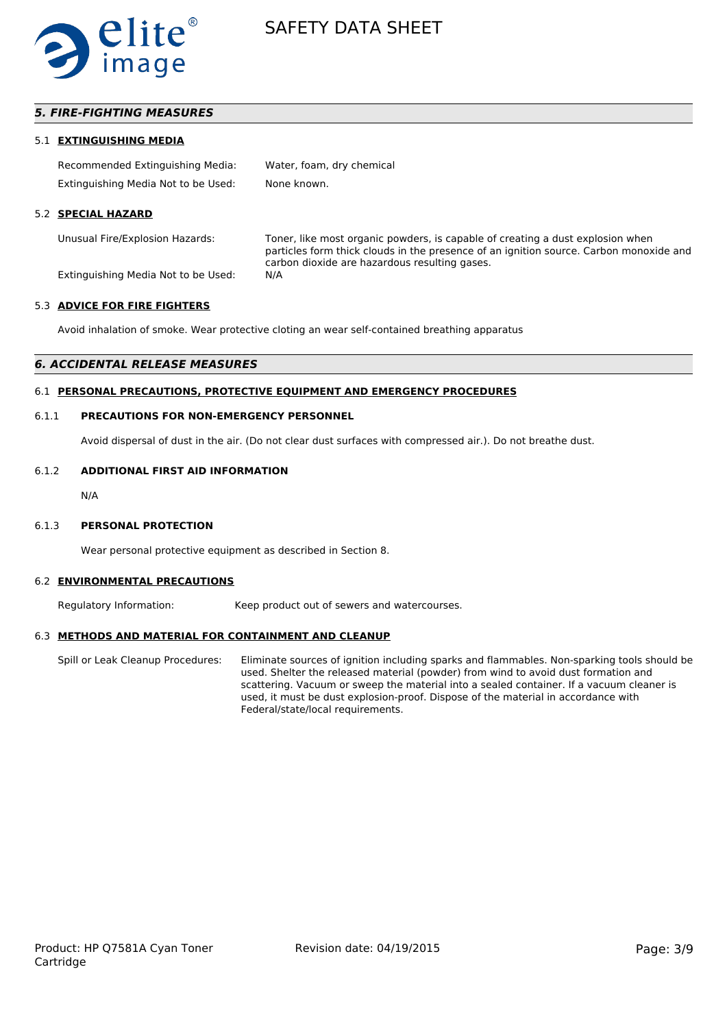## *5. FIRE-FIGHTING MEASURES*

### 5.1 EXTINGUISHING MEDIA

| | |
|---|---|
| Recommended Extinguishing Media: | Water, foam, dry chemical |
| Extinguishing Media Not to be Used: | None known. |

### 5.2 SPECIAL HAZARD

| | |
|---|---|
| Unusual Fire/Explosion Hazards: | Toner, like most organic powders, is capable of creating a dust explosion when particles form thick clouds in the presence of an ignition source. Carbon monoxide and carbon dioxide are hazardous resulting gases. |
| Extinguishing Media Not to be Used: | N/A |

### 5.3 ADVICE FOR FIRE FIGHTERS

Avoid inhalation of smoke. Wear protective cloting an wear self-contained breathing apparatus

## *6. ACCIDENTAL RELEASE MEASURES*

### 6.1 PERSONAL PRECAUTIONS, PROTECTIVE EQUIPMENT AND EMERGENCY PROCEDURES

#### 6.1.1 PRECAUTIONS FOR NON-EMERGENCY PERSONNEL

Avoid dispersal of dust in the air. (Do not clear dust surfaces with compressed air.). Do not breathe dust.

#### 6.1.2 ADDITIONAL FIRST AID INFORMATION

N/A

#### 6.1.3 PERSONAL PROTECTION

Wear personal protective equipment as described in Section 8.

### 6.2 ENVIRONMENTAL PRECAUTIONS

| | |
|---|---|
| Regulatory Information: | Keep product out of sewers and watercourses. |

### 6.3 METHODS AND MATERIAL FOR CONTAINMENT AND CLEANUP

| | |
|---|---|
| Spill or Leak Cleanup Procedures: | Eliminate sources of ignition including sparks and flammables. Non-sparking tools should be used. Shelter the released material (powder) from wind to avoid dust formation and scattering. Vacuum or sweep the material into a sealed container. If a vacuum cleaner is used, it must be dust explosion-proof. Dispose of the material in accordance with Federal/state/local requirements. |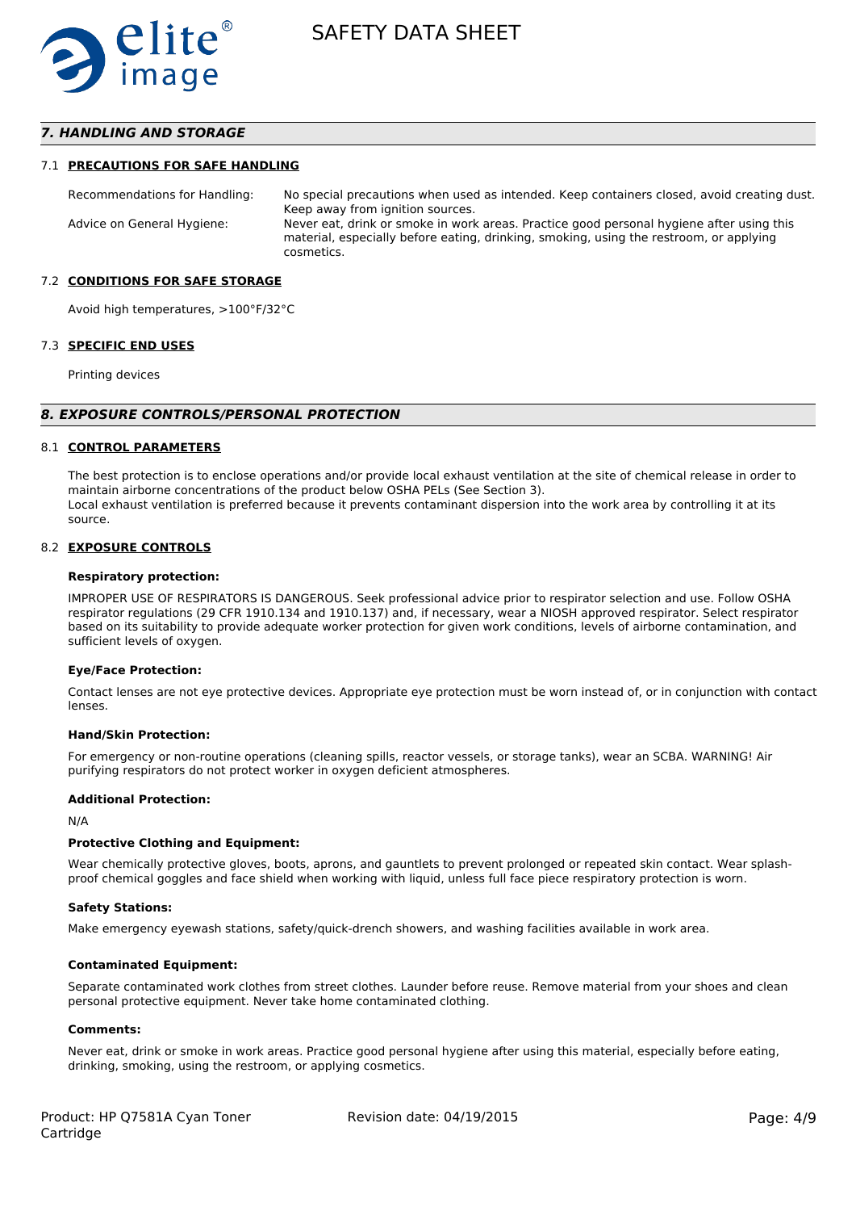## 7. HANDLING AND STORAGE

### 7.1 PRECAUTIONS FOR SAFE HANDLING

| | |
|---|---|
| Recommendations for Handling: | No special precautions when used as intended. Keep containers closed, avoid creating dust. Keep away from ignition sources. |
| Advice on General Hygiene: | Never eat, drink or smoke in work areas. Practice good personal hygiene after using this material, especially before eating, drinking, smoking, using the restroom, or applying cosmetics. |

### 7.2 CONDITIONS FOR SAFE STORAGE

Avoid high temperatures, >100°F/32°C

### 7.3 SPECIFIC END USES

Printing devices

## 8. EXPOSURE CONTROLS/PERSONAL PROTECTION

### 8.1 CONTROL PARAMETERS

The best protection is to enclose operations and/or provide local exhaust ventilation at the site of chemical release in order to maintain airborne concentrations of the product below OSHA PELs (See Section 3).
Local exhaust ventilation is preferred because it prevents contaminant dispersion into the work area by controlling it at its source.

### 8.2 EXPOSURE CONTROLS

**Respiratory protection:**

IMPROPER USE OF RESPIRATORS IS DANGEROUS. Seek professional advice prior to respirator selection and use. Follow OSHA respirator regulations (29 CFR 1910.134 and 1910.137) and, if necessary, wear a NIOSH approved respirator. Select respirator based on its suitability to provide adequate worker protection for given work conditions, levels of airborne contamination, and sufficient levels of oxygen.

**Eye/Face Protection:**

Contact lenses are not eye protective devices. Appropriate eye protection must be worn instead of, or in conjunction with contact lenses.

**Hand/Skin Protection:**

For emergency or non-routine operations (cleaning spills, reactor vessels, or storage tanks), wear an SCBA. WARNING! Air purifying respirators do not protect worker in oxygen deficient atmospheres.

**Additional Protection:**

N/A

**Protective Clothing and Equipment:**

Wear chemically protective gloves, boots, aprons, and gauntlets to prevent prolonged or repeated skin contact. Wear splash-proof chemical goggles and face shield when working with liquid, unless full face piece respiratory protection is worn.

**Safety Stations:**

Make emergency eyewash stations, safety/quick-drench showers, and washing facilities available in work area.

**Contaminated Equipment:**

Separate contaminated work clothes from street clothes. Launder before reuse. Remove material from your shoes and clean personal protective equipment. Never take home contaminated clothing.

**Comments:**

Never eat, drink or smoke in work areas. Practice good personal hygiene after using this material, especially before eating, drinking, smoking, using the restroom, or applying cosmetics.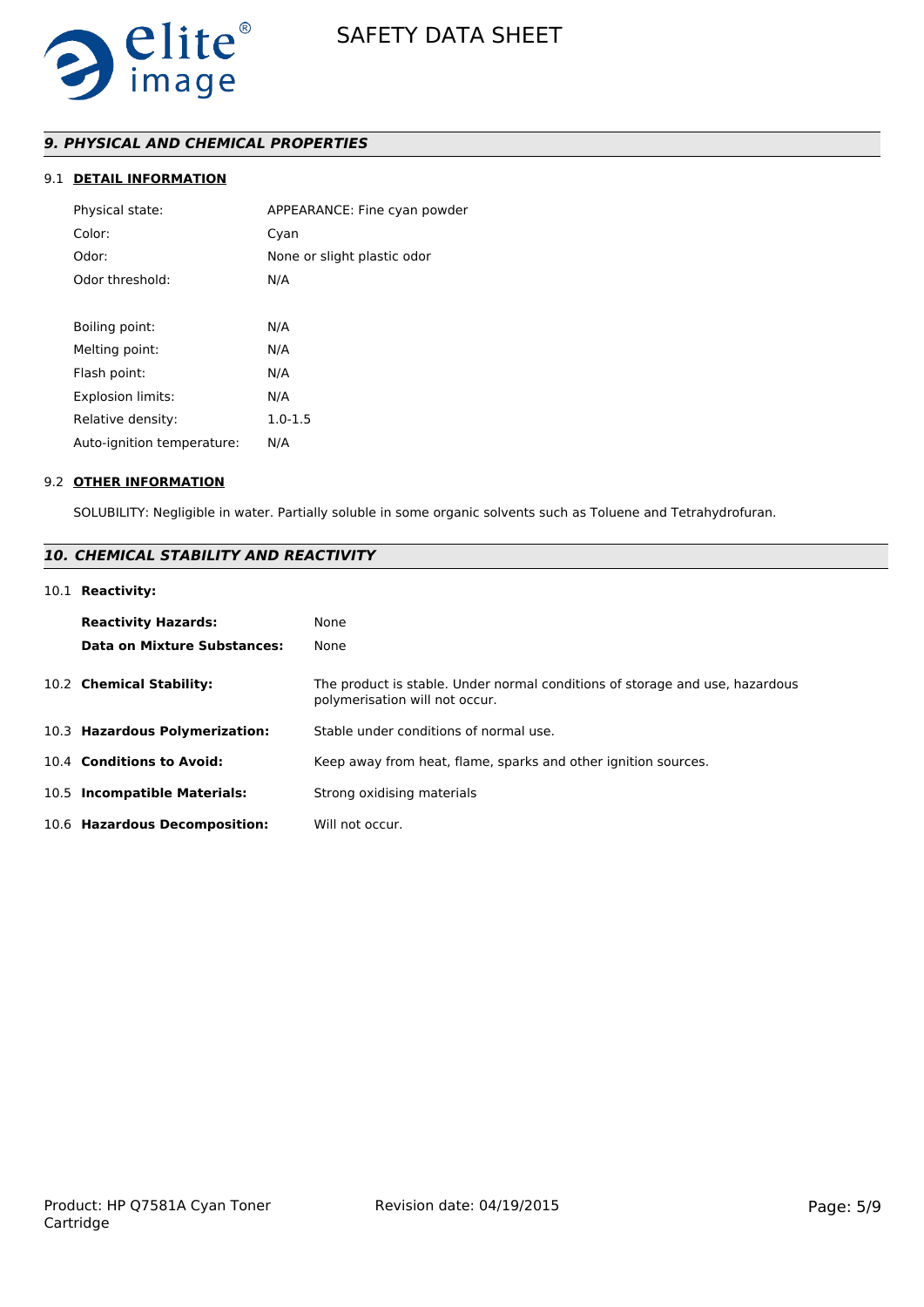## *9. PHYSICAL AND CHEMICAL PROPERTIES*

### 9.1 DETAIL INFORMATION

| | |
|---|---|
| Physical state: | APPEARANCE: Fine cyan powder |
| Color: | Cyan |
| Odor: | None or slight plastic odor |
| Odor threshold: | N/A |
| Boiling point: | N/A |
| Melting point: | N/A |
| Flash point: | N/A |
| Explosion limits: | N/A |
| Relative density: | 1.0-1.5 |
| Auto-ignition temperature: | N/A |

### 9.2 OTHER INFORMATION

SOLUBILITY: Negligible in water. Partially soluble in some organic solvents such as Toluene and Tetrahydrofuran.

## *10. CHEMICAL STABILITY AND REACTIVITY*

### 10.1 Reactivity:

| | |
|---|---|
| **Reactivity Hazards:** | None |
| **Data on Mixture Substances:** | None |

| | |
|---|---|
| 10.2 **Chemical Stability:** | The product is stable. Under normal conditions of storage and use, hazardous polymerisation will not occur. |
| 10.3 **Hazardous Polymerization:** | Stable under conditions of normal use. |
| 10.4 **Conditions to Avoid:** | Keep away from heat, flame, sparks and other ignition sources. |
| 10.5 **Incompatible Materials:** | Strong oxidising materials |
| 10.6 **Hazardous Decomposition:** | Will not occur. |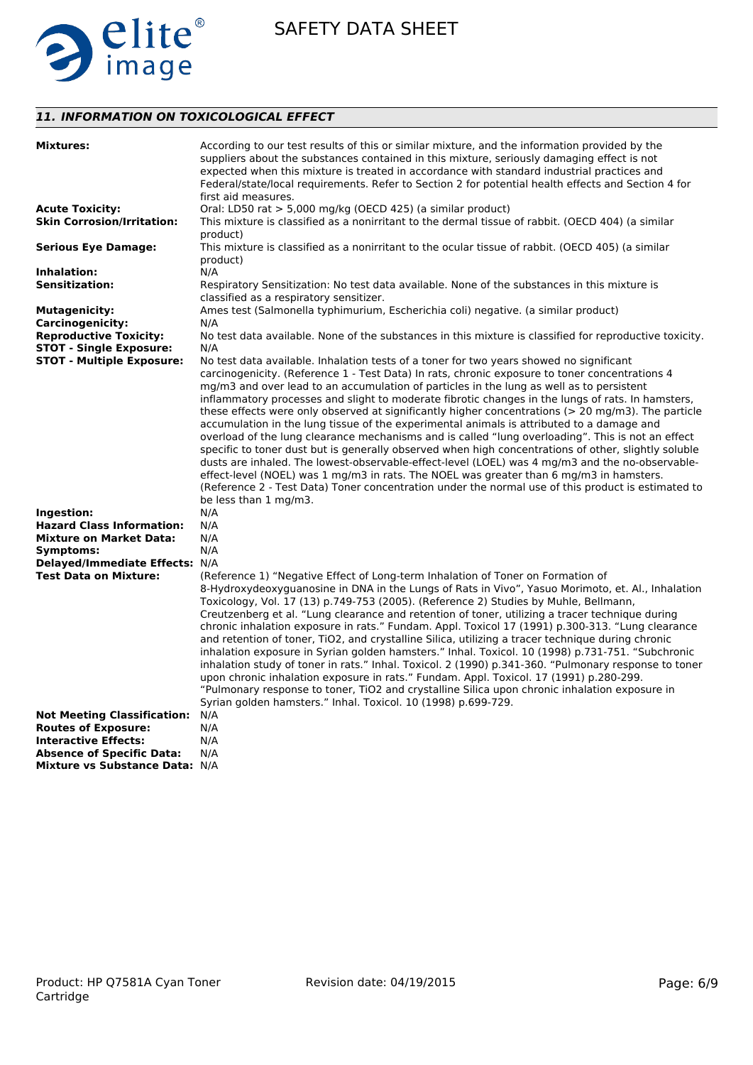## *11. INFORMATION ON TOXICOLOGICAL EFFECT*

**Mixtures:** According to our test results of this or similar mixture, and the information provided by the suppliers about the substances contained in this mixture, seriously damaging effect is not expected when this mixture is treated in accordance with standard industrial practices and Federal/state/local requirements. Refer to Section 2 for potential health effects and Section 4 for first aid measures.

**Acute Toxicity:** Oral: LD50 rat > 5,000 mg/kg (OECD 425) (a similar product)

**Skin Corrosion/Irritation:** This mixture is classified as a nonirritant to the dermal tissue of rabbit. (OECD 404) (a similar product)

**Serious Eye Damage:** This mixture is classified as a nonirritant to the ocular tissue of rabbit. (OECD 405) (a similar product)

**Inhalation:** N/A

**Sensitization:** Respiratory Sensitization: No test data available. None of the substances in this mixture is classified as a respiratory sensitizer.

**Mutagenicity:** Ames test (Salmonella typhimurium, Escherichia coli) negative. (a similar product)

**Carcinogenicity:** N/A

**Reproductive Toxicity:** No test data available. None of the substances in this mixture is classified for reproductive toxicity.

**STOT - Single Exposure:** N/A

**STOT - Multiple Exposure:** No test data available. Inhalation tests of a toner for two years showed no significant carcinogenicity. (Reference 1 - Test Data) In rats, chronic exposure to toner concentrations 4 mg/m3 and over lead to an accumulation of particles in the lung as well as to persistent inflammatory processes and slight to moderate fibrotic changes in the lungs of rats. In hamsters, these effects were only observed at significantly higher concentrations (> 20 mg/m3). The particle accumulation in the lung tissue of the experimental animals is attributed to a damage and overload of the lung clearance mechanisms and is called "lung overloading". This is not an effect specific to toner dust but is generally observed when high concentrations of other, slightly soluble dusts are inhaled. The lowest-observable-effect-level (LOEL) was 4 mg/m3 and the no-observable-effect-level (NOEL) was 1 mg/m3 in rats. The NOEL was greater than 6 mg/m3 in hamsters. (Reference 2 - Test Data) Toner concentration under the normal use of this product is estimated to be less than 1 mg/m3.

**Ingestion:** N/A

**Hazard Class Information:** N/A

**Mixture on Market Data:** N/A

**Symptoms:** N/A

**Delayed/Immediate Effects:** N/A

**Test Data on Mixture:** (Reference 1) "Negative Effect of Long-term Inhalation of Toner on Formation of 8-Hydroxydeoxyguanosine in DNA in the Lungs of Rats in Vivo", Yasuo Morimoto, et. Al., Inhalation Toxicology, Vol. 17 (13) p.749-753 (2005). (Reference 2) Studies by Muhle, Bellmann, Creutzenberg et al. "Lung clearance and retention of toner, utilizing a tracer technique during chronic inhalation exposure in rats." Fundam. Appl. Toxicol 17 (1991) p.300-313. "Lung clearance and retention of toner, $TiO_2$, and crystalline Silica, utilizing a tracer technique during chronic inhalation exposure in Syrian golden hamsters." Inhal. Toxicol. 10 (1998) p.731-751. "Subchronic inhalation study of toner in rats." Inhal. Toxicol. 2 (1990) p.341-360. "Pulmonary response to toner upon chronic inhalation exposure in rats." Fundam. Appl. Toxicol. 17 (1991) p.280-299. "Pulmonary response to toner, $TiO_2$ and crystalline Silica upon chronic inhalation exposure in Syrian golden hamsters." Inhal. Toxicol. 10 (1998) p.699-729.

**Not Meeting Classification:** N/A

**Routes of Exposure:** N/A

**Interactive Effects:** N/A

**Absence of Specific Data:** N/A

**Mixture vs Substance Data:** N/A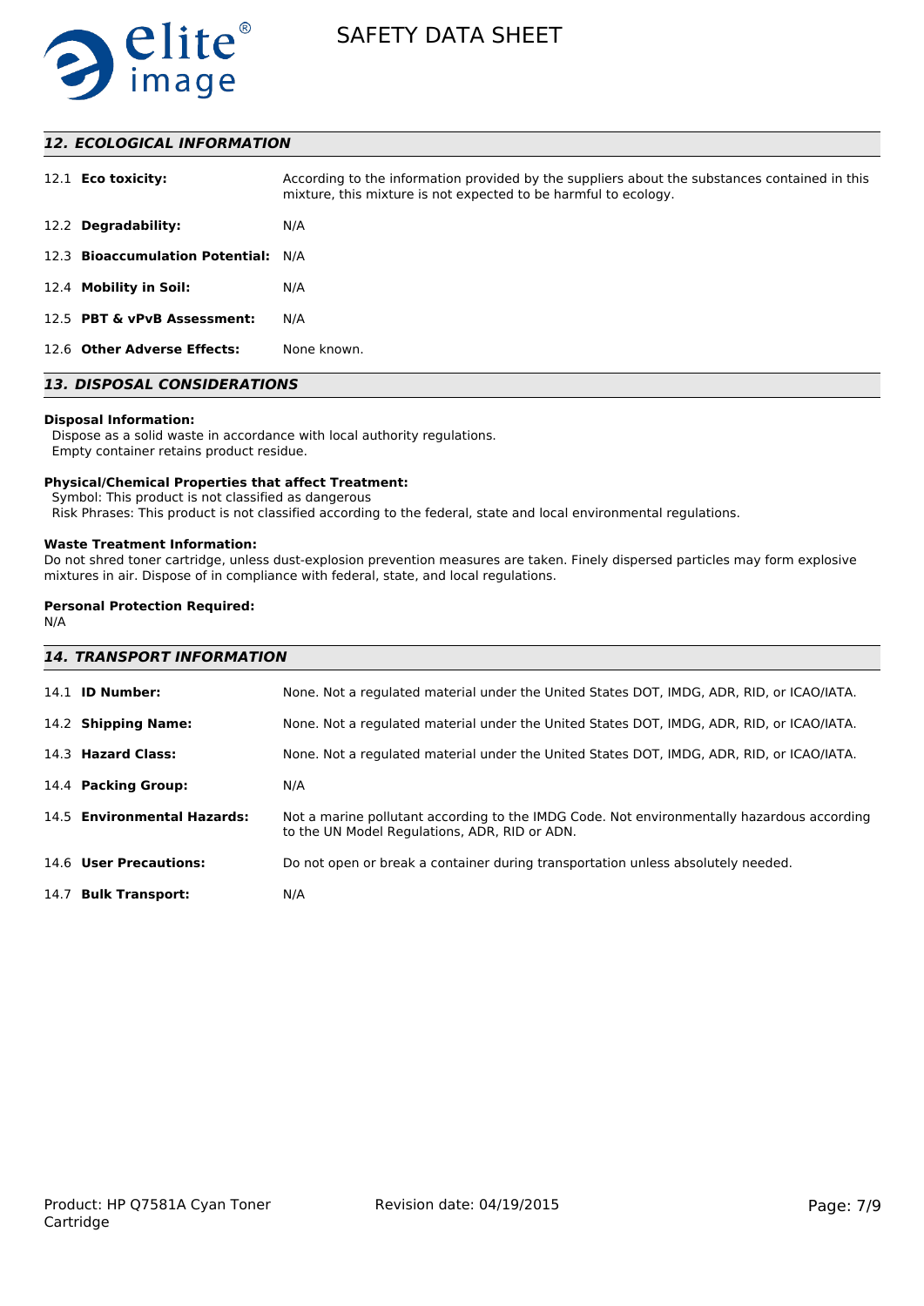## 12. ECOLOGICAL INFORMATION

| | |
|---|---|
| 12.1 **Eco toxicity:** | According to the information provided by the suppliers about the substances contained in this mixture, this mixture is not expected to be harmful to ecology. |
| 12.2 **Degradability:** | N/A |
| 12.3 **Bioaccumulation Potential:** | N/A |
| 12.4 **Mobility in Soil:** | N/A |
| 12.5 **PBT & vPvB Assessment:** | N/A |
| 12.6 **Other Adverse Effects:** | None known. |

## 13. DISPOSAL CONSIDERATIONS

**Disposal Information:**

Dispose as a solid waste in accordance with local authority regulations.
Empty container retains product residue.

**Physical/Chemical Properties that affect Treatment:**

Symbol: This product is not classified as dangerous
Risk Phrases: This product is not classified according to the federal, state and local environmental regulations.

**Waste Treatment Information:**

Do not shred toner cartridge, unless dust-explosion prevention measures are taken. Finely dispersed particles may form explosive mixtures in air. Dispose of in compliance with federal, state, and local regulations.

**Personal Protection Required:**

N/A

## 14. TRANSPORT INFORMATION

| | |
|---|---|
| 14.1 **ID Number:** | None. Not a regulated material under the United States DOT, IMDG, ADR, RID, or ICAO/IATA. |
| 14.2 **Shipping Name:** | None. Not a regulated material under the United States DOT, IMDG, ADR, RID, or ICAO/IATA. |
| 14.3 **Hazard Class:** | None. Not a regulated material under the United States DOT, IMDG, ADR, RID, or ICAO/IATA. |
| 14.4 **Packing Group:** | N/A |
| 14.5 **Environmental Hazards:** | Not a marine pollutant according to the IMDG Code. Not environmentally hazardous according to the UN Model Regulations, ADR, RID or ADN. |
| 14.6 **User Precautions:** | Do not open or break a container during transportation unless absolutely needed. |
| 14.7 **Bulk Transport:** | N/A |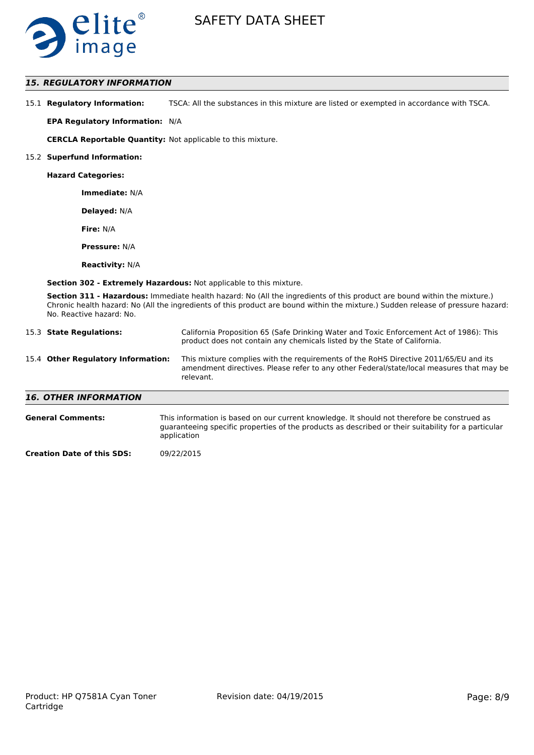## 15. REGULATORY INFORMATION

15.1 **Regulatory Information:** TSCA: All the substances in this mixture are listed or exempted in accordance with TSCA.

**EPA Regulatory Information:** N/A

**CERCLA Reportable Quantity:** Not applicable to this mixture.

15.2 **Superfund Information:**

**Hazard Categories:**

**Immediate:** N/A

**Delayed:** N/A

**Fire:** N/A

**Pressure:** N/A

**Reactivity:** N/A

**Section 302 - Extremely Hazardous:** Not applicable to this mixture.

**Section 311 - Hazardous:** Immediate health hazard: No (All the ingredients of this product are bound within the mixture.) Chronic health hazard: No (All the ingredients of this product are bound within the mixture.) Sudden release of pressure hazard: No. Reactive hazard: No.

15.3 **State Regulations:** California Proposition 65 (Safe Drinking Water and Toxic Enforcement Act of 1986): This product does not contain any chemicals listed by the State of California.

15.4 **Other Regulatory Information:** This mixture complies with the requirements of the RoHS Directive 2011/65/EU and its amendment directives. Please refer to any other Federal/state/local measures that may be relevant.

## 16. OTHER INFORMATION

**General Comments:** This information is based on our current knowledge. It should not therefore be construed as guaranteeing specific properties of the products as described or their suitability for a particular application

**Creation Date of this SDS:** 09/22/2015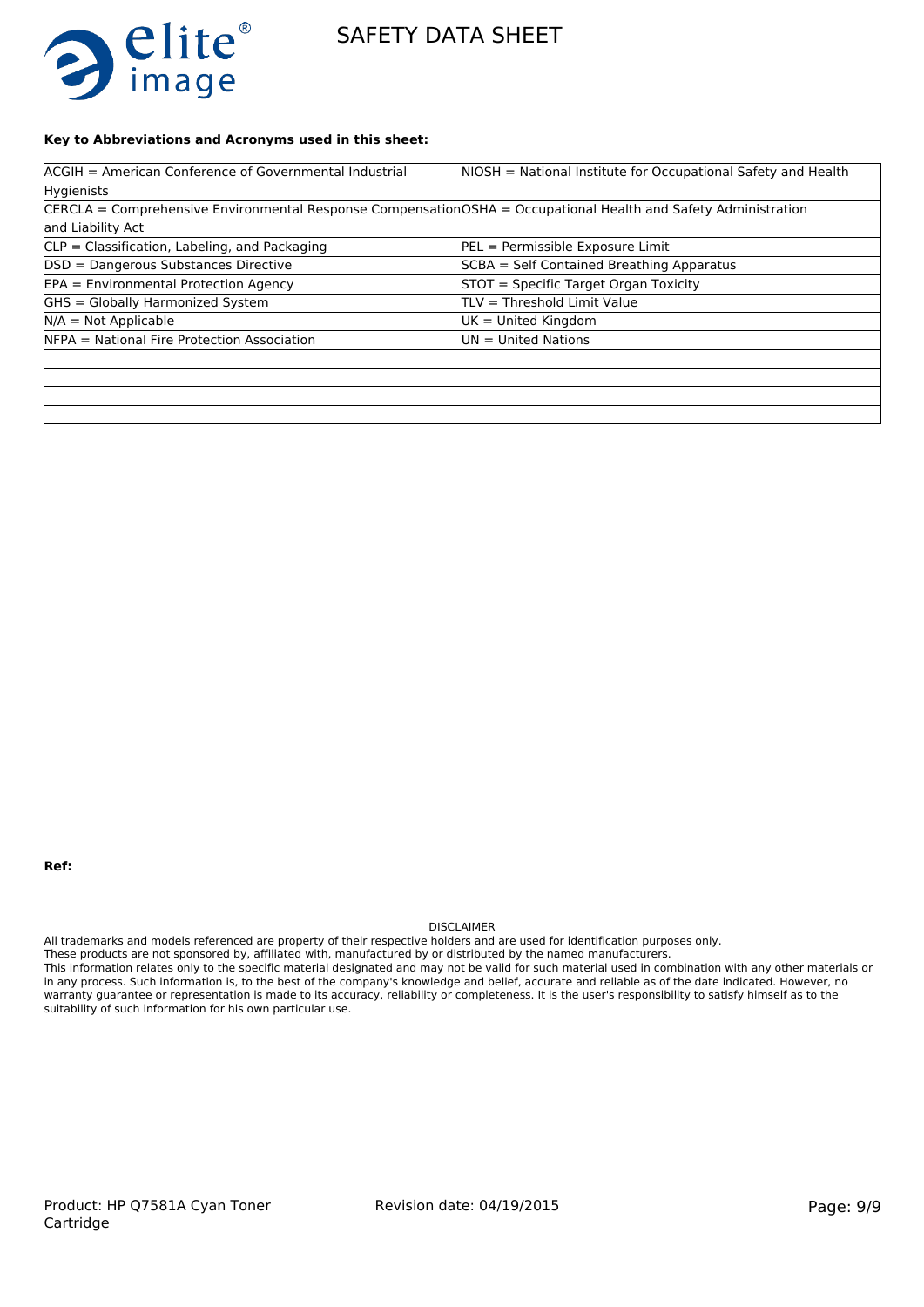**Key to Abbreviations and Acronyms used in this sheet:**

| | |
|---|---|
| ACGIH = American Conference of Governmental Industrial Hygienists | NIOSH = National Institute for Occupational Safety and Health |
| CERCLA = Comprehensive Environmental Response Compensation and Liability Act | OSHA = Occupational Health and Safety Administration |
| CLP = Classification, Labeling, and Packaging | PEL = Permissible Exposure Limit |
| DSD = Dangerous Substances Directive | SCBA = Self Contained Breathing Apparatus |
| EPA = Environmental Protection Agency | STOT = Specific Target Organ Toxicity |
| GHS = Globally Harmonized System | TLV = Threshold Limit Value |
| N/A = Not Applicable | UK = United Kingdom |
| NFPA = National Fire Protection Association | UN = United Nations |
| | |
| | |
| | |
| | |

**Ref:**

DISCLAIMER

All trademarks and models referenced are property of their respective holders and are used for identification purposes only.
These products are not sponsored by, affiliated with, manufactured by or distributed by the named manufacturers.
This information relates only to the specific material designated and may not be valid for such material used in combination with any other materials or in any process. Such information is, to the best of the company's knowledge and belief, accurate and reliable as of the date indicated. However, no warranty guarantee or representation is made to its accuracy, reliability or completeness. It is the user's responsibility to satisfy himself as to the suitability of such information for his own particular use.